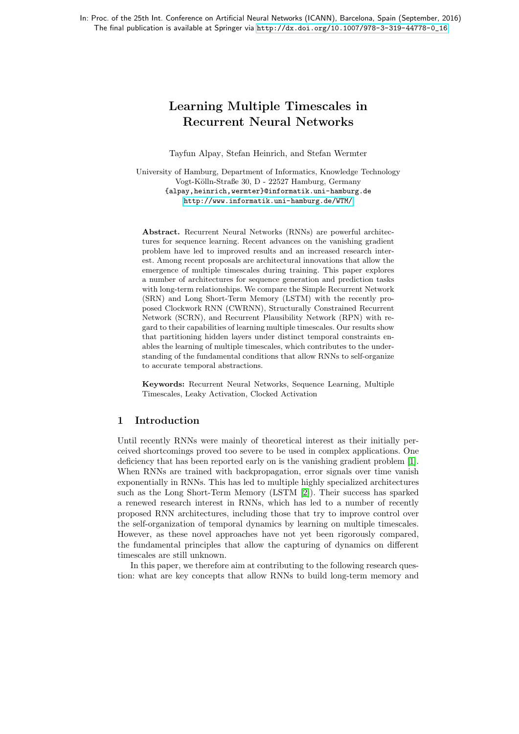In: Proc. of the 25th Int. Conference on Artificial Neural Networks (ICANN), Barcelona, Spain (September, 2016)
The final publication is available at Springer via http://dx.doi.org/10.1007/978-3-319-44778-0_16

# Learning Multiple Timescales in Recurrent Neural Networks

Tayfun Alpay, Stefan Heinrich, and Stefan Wermter

University of Hamburg, Department of Informatics, Knowledge Technology
Vogt-Kölln-Straße 30, D - 22527 Hamburg, Germany
{alpay,heinrich,wermter}@informatik.uni-hamburg.de
http://www.informatik.uni-hamburg.de/WTM/

**Abstract.** Recurrent Neural Networks (RNNs) are powerful architectures for sequence learning. Recent advances on the vanishing gradient problem have led to improved results and an increased research interest. Among recent proposals are architectural innovations that allow the emergence of multiple timescales during training. This paper explores a number of architectures for sequence generation and prediction tasks with long-term relationships. We compare the Simple Recurrent Network (SRN) and Long Short-Term Memory (LSTM) with the recently proposed Clockwork RNN (CWRNN), Structurally Constrained Recurrent Network (SCRN), and Recurrent Plausibility Network (RPN) with regard to their capabilities of learning multiple timescales. Our results show that partitioning hidden layers under distinct temporal constraints enables the learning of multiple timescales, which contributes to the understanding of the fundamental conditions that allow RNNs to self-organize to accurate temporal abstractions.

**Keywords:** Recurrent Neural Networks, Sequence Learning, Multiple Timescales, Leaky Activation, Clocked Activation

## 1 Introduction

Until recently RNNs were mainly of theoretical interest as their initially perceived shortcomings proved too severe to be used in complex applications. One deficiency that has been reported early on is the vanishing gradient problem [1]. When RNNs are trained with backpropagation, error signals over time vanish exponentially in RNNs. This has led to multiple highly specialized architectures such as the Long Short-Term Memory (LSTM [2]). Their success has sparked a renewed research interest in RNNs, which has led to a number of recently proposed RNN architectures, including those that try to improve control over the self-organization of temporal dynamics by learning on multiple timescales. However, as these novel approaches have not yet been rigorously compared, the fundamental principles that allow the capturing of dynamics on different timescales are still unknown.

In this paper, we therefore aim at contributing to the following research question: what are key concepts that allow RNNs to build long-term memory and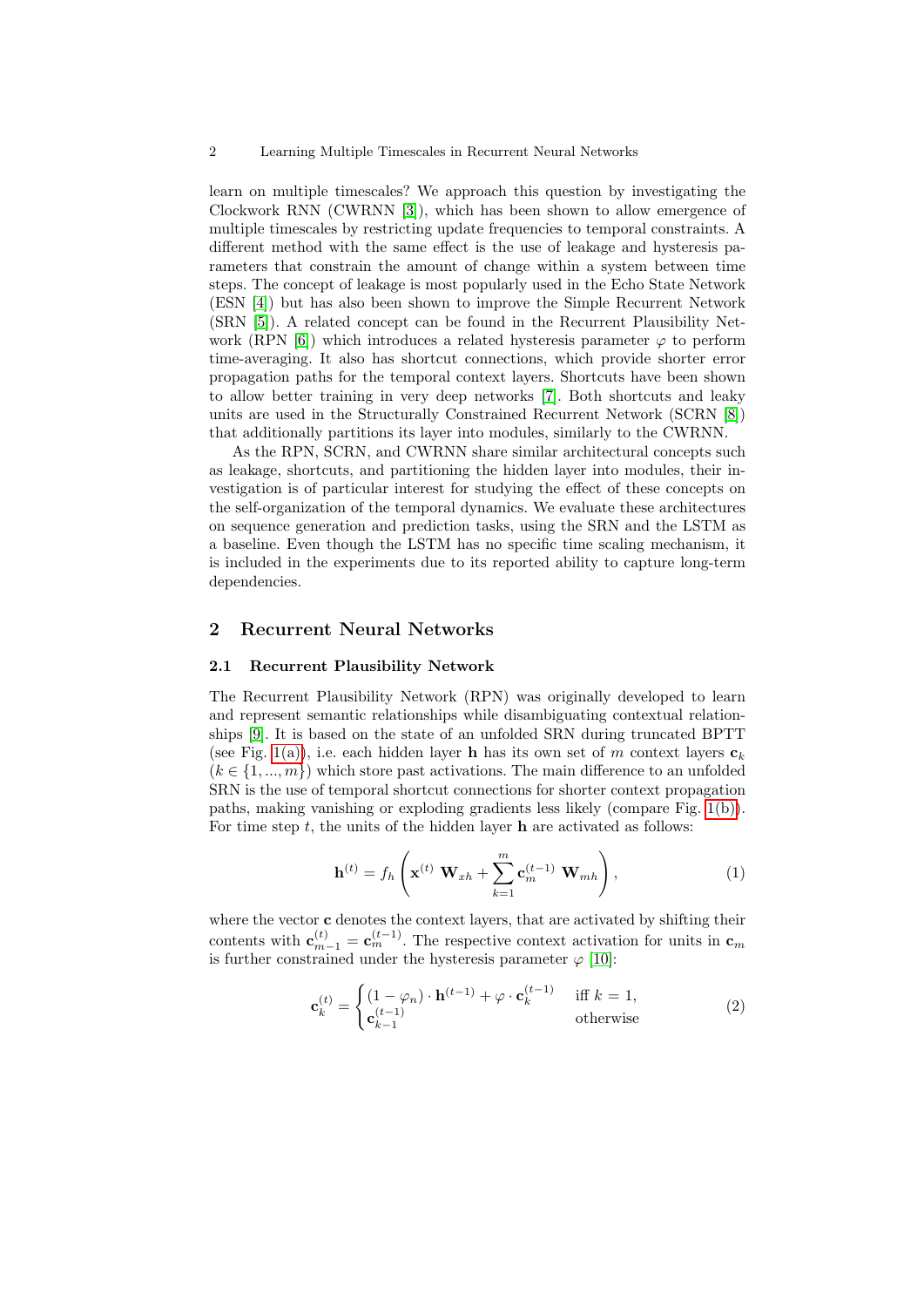learn on multiple timescales? We approach this question by investigating the Clockwork RNN (CWRNN [3]), which has been shown to allow emergence of multiple timescales by restricting update frequencies to temporal constraints. A different method with the same effect is the use of leakage and hysteresis parameters that constrain the amount of change within a system between time steps. The concept of leakage is most popularly used in the Echo State Network (ESN [4]) but has also been shown to improve the Simple Recurrent Network (SRN [5]). A related concept can be found in the Recurrent Plausibility Network (RPN [6]) which introduces a related hysteresis parameter $\varphi$ to perform time-averaging. It also has shortcut connections, which provide shorter error propagation paths for the temporal context layers. Shortcuts have been shown to allow better training in very deep networks [7]. Both shortcuts and leaky units are used in the Structurally Constrained Recurrent Network (SCRN [8]) that additionally partitions its layer into modules, similarly to the CWRNN.

As the RPN, SCRN, and CWRNN share similar architectural concepts such as leakage, shortcuts, and partitioning the hidden layer into modules, their investigation is of particular interest for studying the effect of these concepts on the self-organization of the temporal dynamics. We evaluate these architectures on sequence generation and prediction tasks, using the SRN and the LSTM as a baseline. Even though the LSTM has no specific time scaling mechanism, it is included in the experiments due to its reported ability to capture long-term dependencies.

## 2 Recurrent Neural Networks

### 2.1 Recurrent Plausibility Network

The Recurrent Plausibility Network (RPN) was originally developed to learn and represent semantic relationships while disambiguating contextual relationships [9]. It is based on the state of an unfolded SRN during truncated BPTT (see Fig. 1(a)), i.e. each hidden layer $\mathbf{h}$ has its own set of $m$ context layers $\mathbf{c}_k$ ($k \in \{1, ..., m\}$) which store past activations. The main difference to an unfolded SRN is the use of temporal shortcut connections for shorter context propagation paths, making vanishing or exploding gradients less likely (compare Fig. 1(b)). For time step $t$, the units of the hidden layer $\mathbf{h}$ are activated as follows:

$$\mathbf{h}^{(t)} = f_h \left( \mathbf{x}^{(t)} \ \mathbf{W}_{xh} + \sum_{k=1}^{m} \mathbf{c}_m^{(t-1)} \ \mathbf{W}_{mh} \right), \tag{1}$$

where the vector $\mathbf{c}$ denotes the context layers, that are activated by shifting their contents with $\mathbf{c}_{m-1}^{(t)} = \mathbf{c}_m^{(t-1)}$. The respective context activation for units in $\mathbf{c}_m$ is further constrained under the hysteresis parameter $\varphi$ [10]:

$$\mathbf{c}_k^{(t)} = \begin{cases} (1 - \varphi_n) \cdot \mathbf{h}^{(t-1)} + \varphi \cdot \mathbf{c}_k^{(t-1)} & \text{iff } k = 1, \\ \mathbf{c}_{k-1}^{(t-1)} & \text{otherwise} \end{cases} \tag{2}$$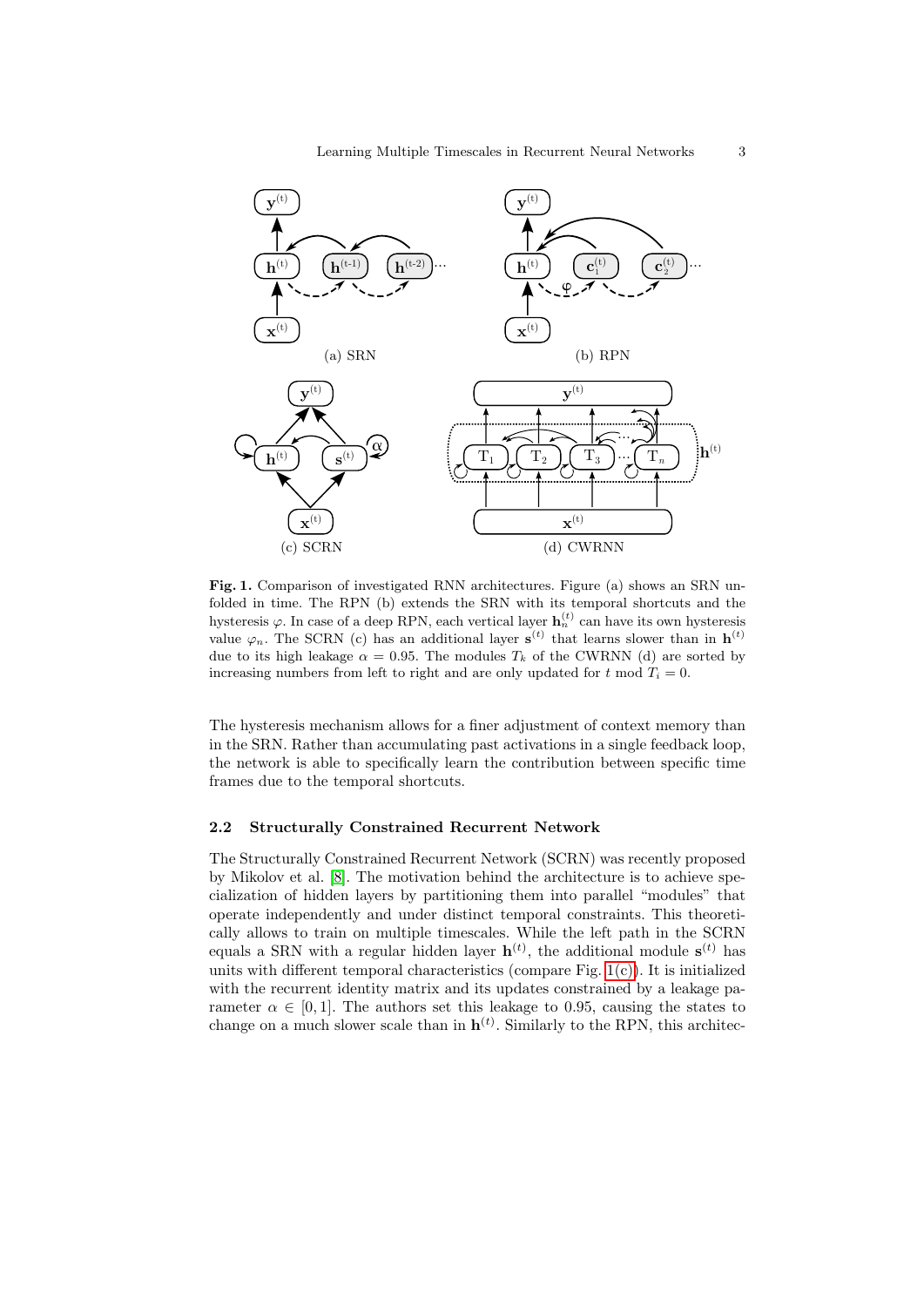**Fig. 1.** Comparison of investigated RNN architectures. Figure (a) shows an SRN unfolded in time. The RPN (b) extends the SRN with its temporal shortcuts and the hysteresis $\varphi$. In case of a deep RPN, each vertical layer $\mathbf{h}_n^{(t)}$ can have its own hysteresis value $\varphi_n$. The SCRN (c) has an additional layer $\mathbf{s}^{(t)}$ that learns slower than in $\mathbf{h}^{(t)}$ due to its high leakage $\alpha = 0.95$. The modules $T_k$ of the CWRNN (d) are sorted by increasing numbers from left to right and are only updated for $t \bmod T_i = 0$.

The hysteresis mechanism allows for a finer adjustment of context memory than in the SRN. Rather than accumulating past activations in a single feedback loop, the network is able to specifically learn the contribution between specific time frames due to the temporal shortcuts.

### 2.2 Structurally Constrained Recurrent Network

The Structurally Constrained Recurrent Network (SCRN) was recently proposed by Mikolov et al. [8]. The motivation behind the architecture is to achieve specialization of hidden layers by partitioning them into parallel "modules" that operate independently and under distinct temporal constraints. This theoretically allows to train on multiple timescales. While the left path in the SCRN equals a SRN with a regular hidden layer $\mathbf{h}^{(t)}$, the additional module $\mathbf{s}^{(t)}$ has units with different temporal characteristics (compare Fig. 1(c)). It is initialized with the recurrent identity matrix and its updates constrained by a leakage parameter $\alpha \in [0, 1]$. The authors set this leakage to 0.95, causing the states to change on a much slower scale than in $\mathbf{h}^{(t)}$. Similarly to the RPN, this architec-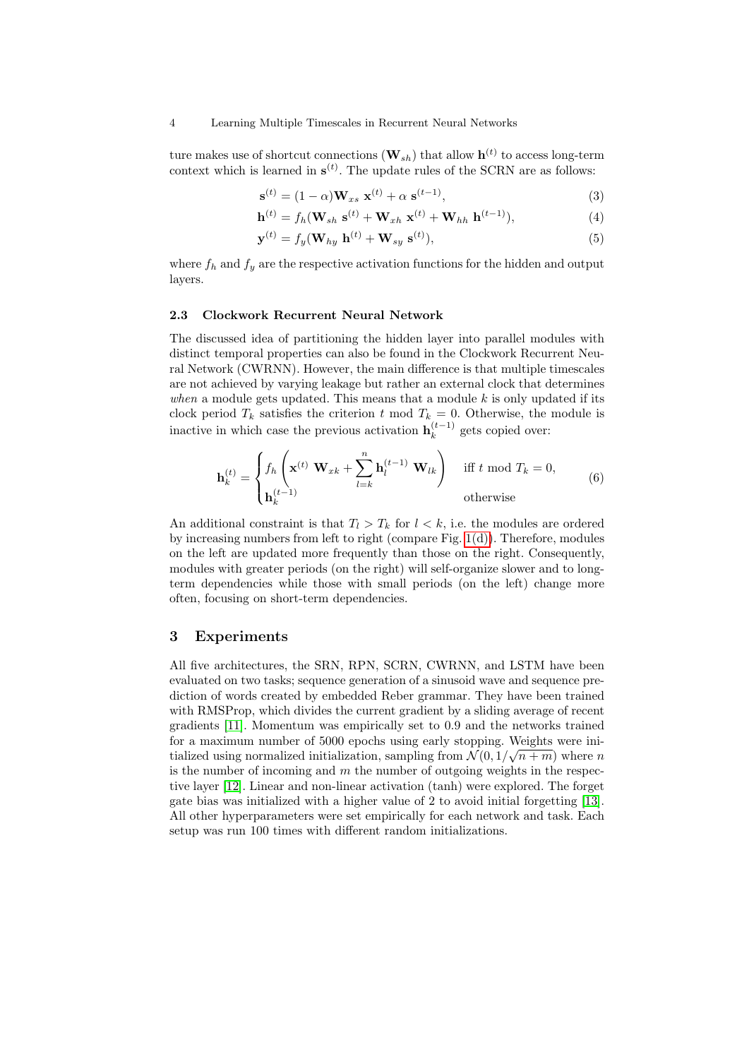ture makes use of shortcut connections ($\mathbf{W}_{sh}$) that allow $\mathbf{h}^{(t)}$ to access long-term context which is learned in $\mathbf{s}^{(t)}$. The update rules of the SCRN are as follows:

$$\mathbf{s}^{(t)} = (1 - \alpha)\mathbf{W}_{xs}\ \mathbf{x}^{(t)} + \alpha\ \mathbf{s}^{(t-1)}, \tag{3}$$

$$\mathbf{h}^{(t)} = f_h(\mathbf{W}_{sh}\ \mathbf{s}^{(t)} + \mathbf{W}_{xh}\ \mathbf{x}^{(t)} + \mathbf{W}_{hh}\ \mathbf{h}^{(t-1)}), \tag{4}$$

$$\mathbf{y}^{(t)} = f_y(\mathbf{W}_{hy}\ \mathbf{h}^{(t)} + \mathbf{W}_{sy}\ \mathbf{s}^{(t)}), \tag{5}$$

where $f_h$ and $f_y$ are the respective activation functions for the hidden and output layers.

### 2.3 Clockwork Recurrent Neural Network

The discussed idea of partitioning the hidden layer into parallel modules with distinct temporal properties can also be found in the Clockwork Recurrent Neural Network (CWRNN). However, the main difference is that multiple timescales are not achieved by varying leakage but rather an external clock that determines *when* a module gets updated. This means that a module $k$ is only updated if its clock period $T_k$ satisfies the criterion $t \bmod T_k = 0$. Otherwise, the module is inactive in which case the previous activation $\mathbf{h}_k^{(t-1)}$ gets copied over:

$$\mathbf{h}_k^{(t)} = \begin{cases} f_h\left(\mathbf{x}^{(t)}\ \mathbf{W}_{xk} + \sum_{l=k}^{n} \mathbf{h}_l^{(t-1)}\ \mathbf{W}_{lk}\right) & \text{iff } t \bmod T_k = 0, \\ \mathbf{h}_k^{(t-1)} & \text{otherwise} \end{cases} \tag{6}$$

An additional constraint is that $T_l > T_k$ for $l < k$, i.e. the modules are ordered by increasing numbers from left to right (compare Fig. 1(d)). Therefore, modules on the left are updated more frequently than those on the right. Consequently, modules with greater periods (on the right) will self-organize slower and to long-term dependencies while those with small periods (on the left) change more often, focusing on short-term dependencies.

## 3 Experiments

All five architectures, the SRN, RPN, SCRN, CWRNN, and LSTM have been evaluated on two tasks; sequence generation of a sinusoid wave and sequence prediction of words created by embedded Reber grammar. They have been trained with RMSProp, which divides the current gradient by a sliding average of recent gradients [11]. Momentum was empirically set to 0.9 and the networks trained for a maximum number of 5000 epochs using early stopping. Weights were initialized using normalized initialization, sampling from $\mathcal{N}(0, 1/\sqrt{n+m})$ where $n$ is the number of incoming and $m$ the number of outgoing weights in the respective layer [12]. Linear and non-linear activation (tanh) were explored. The forget gate bias was initialized with a higher value of 2 to avoid initial forgetting [13]. All other hyperparameters were set empirically for each network and task. Each setup was run 100 times with different random initializations.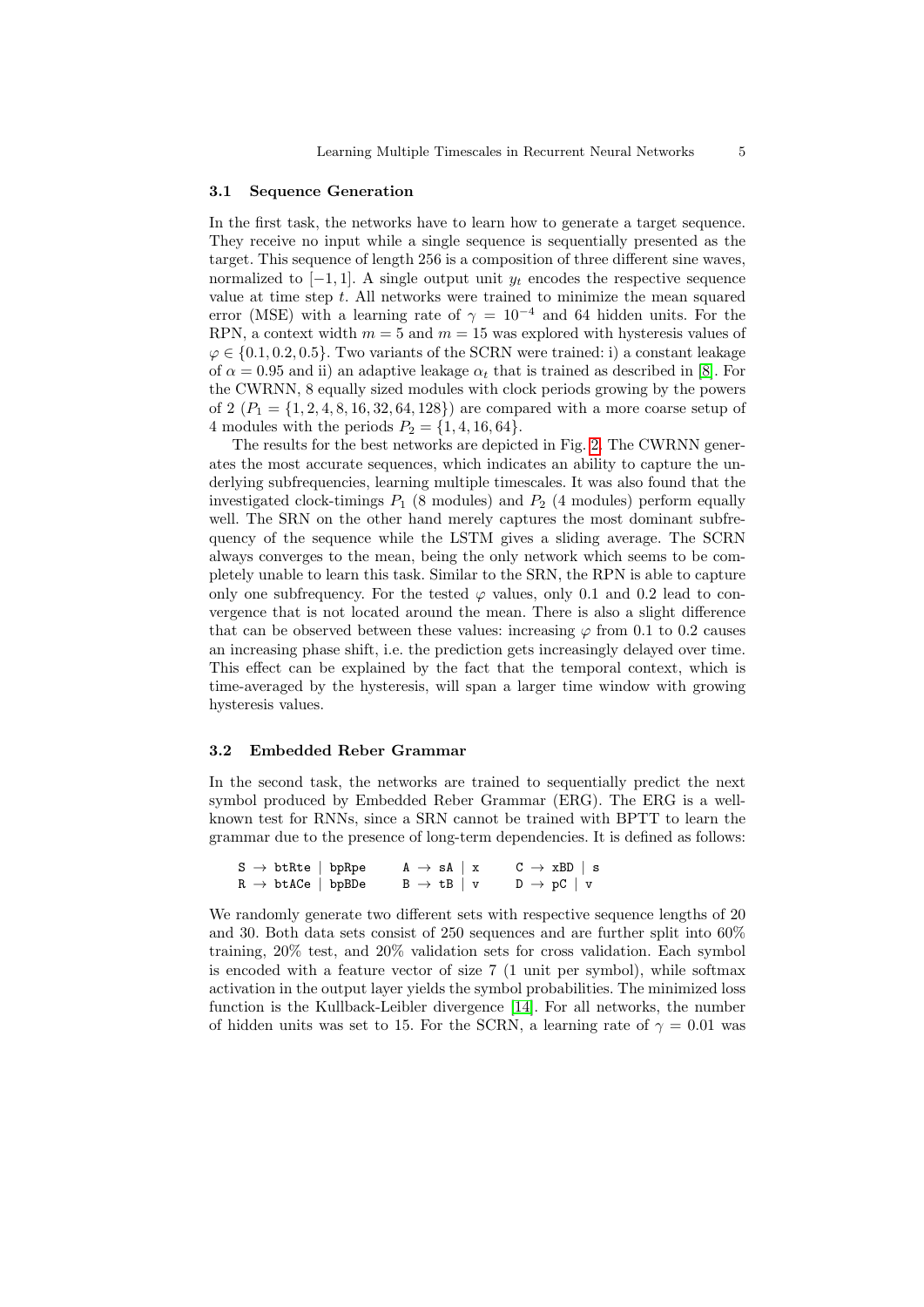### 3.1 Sequence Generation

In the first task, the networks have to learn how to generate a target sequence. They receive no input while a single sequence is sequentially presented as the target. This sequence of length 256 is a composition of three different sine waves, normalized to $[-1, 1]$. A single output unit $y_t$ encodes the respective sequence value at time step $t$. All networks were trained to minimize the mean squared error (MSE) with a learning rate of $\gamma = 10^{-4}$ and 64 hidden units. For the RPN, a context width $m = 5$ and $m = 15$ was explored with hysteresis values of $\varphi \in \{0.1, 0.2, 0.5\}$. Two variants of the SCRN were trained: i) a constant leakage of $\alpha = 0.95$ and ii) an adaptive leakage $\alpha_t$ that is trained as described in [8]. For the CWRNN, 8 equally sized modules with clock periods growing by the powers of 2 ($P_1 = \{1, 2, 4, 8, 16, 32, 64, 128\}$) are compared with a more coarse setup of 4 modules with the periods $P_2 = \{1, 4, 16, 64\}$.

The results for the best networks are depicted in Fig. 2. The CWRNN generates the most accurate sequences, which indicates an ability to capture the underlying subfrequencies, learning multiple timescales. It was also found that the investigated clock-timings $P_1$ (8 modules) and $P_2$ (4 modules) perform equally well. The SRN on the other hand merely captures the most dominant subfrequency of the sequence while the LSTM gives a sliding average. The SCRN always converges to the mean, being the only network which seems to be completely unable to learn this task. Similar to the SRN, the RPN is able to capture only one subfrequency. For the tested $\varphi$ values, only 0.1 and 0.2 lead to convergence that is not located around the mean. There is also a slight difference that can be observed between these values: increasing $\varphi$ from 0.1 to 0.2 causes an increasing phase shift, i.e. the prediction gets increasingly delayed over time. This effect can be explained by the fact that the temporal context, which is time-averaged by the hysteresis, will span a larger time window with growing hysteresis values.

### 3.2 Embedded Reber Grammar

In the second task, the networks are trained to sequentially predict the next symbol produced by Embedded Reber Grammar (ERG). The ERG is a well-known test for RNNs, since a SRN cannot be trained with BPTT to learn the grammar due to the presence of long-term dependencies. It is defined as follows:

```
S → btRte | bpRpe      A → sA | x      C → xBD | s
R → btACe | bpBDe      B → tB | v      D → pC | v
```

We randomly generate two different sets with respective sequence lengths of 20 and 30. Both data sets consist of 250 sequences and are further split into 60% training, 20% test, and 20% validation sets for cross validation. Each symbol is encoded with a feature vector of size 7 (1 unit per symbol), while softmax activation in the output layer yields the symbol probabilities. The minimized loss function is the Kullback-Leibler divergence [14]. For all networks, the number of hidden units was set to 15. For the SCRN, a learning rate of $\gamma = 0.01$ was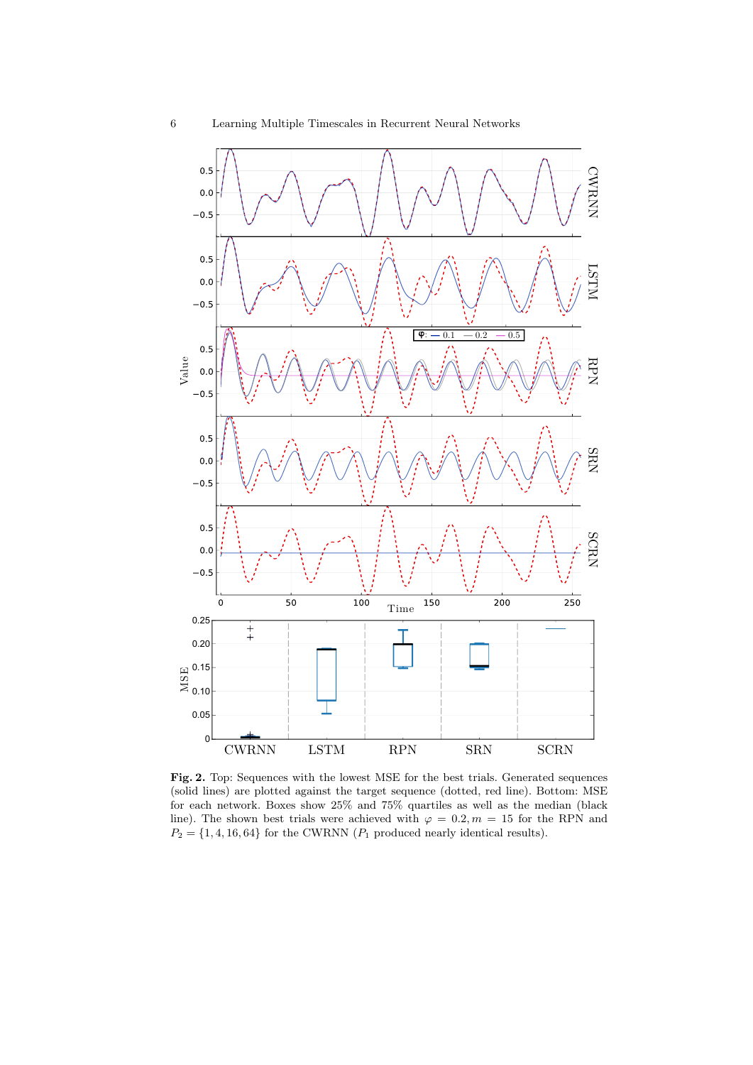**Fig. 2.** Top: Sequences with the lowest MSE for the best trials. Generated sequences (solid lines) are plotted against the target sequence (dotted, red line). Bottom: MSE for each network. Boxes show 25% and 75% quartiles as well as the median (black line). The shown best trials were achieved with $\varphi = 0.2, m = 15$ for the RPN and $P_2 = \{1, 4, 16, 64\}$ for the CWRNN ($P_1$ produced nearly identical results).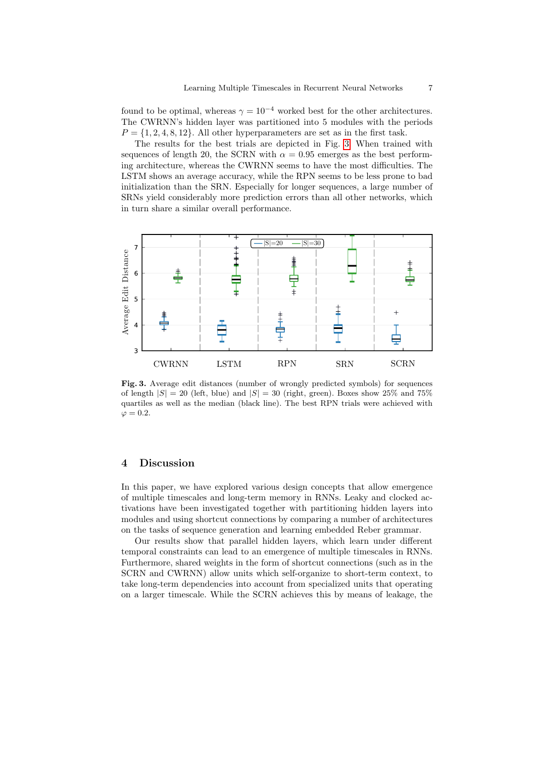found to be optimal, whereas $\gamma = 10^{-4}$ worked best for the other architectures. The CWRNN's hidden layer was partitioned into 5 modules with the periods $P = \{1, 2, 4, 8, 12\}$. All other hyperparameters are set as in the first task.

The results for the best trials are depicted in Fig. 3. When trained with sequences of length 20, the SCRN with $\alpha = 0.95$ emerges as the best performing architecture, whereas the CWRNN seems to have the most difficulties. The LSTM shows an average accuracy, while the RPN seems to be less prone to bad initialization than the SRN. Especially for longer sequences, a large number of SRNs yield considerably more prediction errors than all other networks, which in turn share a similar overall performance.

**Fig. 3.** Average edit distances (number of wrongly predicted symbols) for sequences of length $|S| = 20$ (left, blue) and $|S| = 30$ (right, green). Boxes show 25% and 75% quartiles as well as the median (black line). The best RPN trials were achieved with $\varphi = 0.2$.

## 4 Discussion

In this paper, we have explored various design concepts that allow emergence of multiple timescales and long-term memory in RNNs. Leaky and clocked activations have been investigated together with partitioning hidden layers into modules and using shortcut connections by comparing a number of architectures on the tasks of sequence generation and learning embedded Reber grammar.

Our results show that parallel hidden layers, which learn under different temporal constraints can lead to an emergence of multiple timescales in RNNs. Furthermore, shared weights in the form of shortcut connections (such as in the SCRN and CWRNN) allow units which self-organize to short-term context, to take long-term dependencies into account from specialized units that operating on a larger timescale. While the SCRN achieves this by means of leakage, the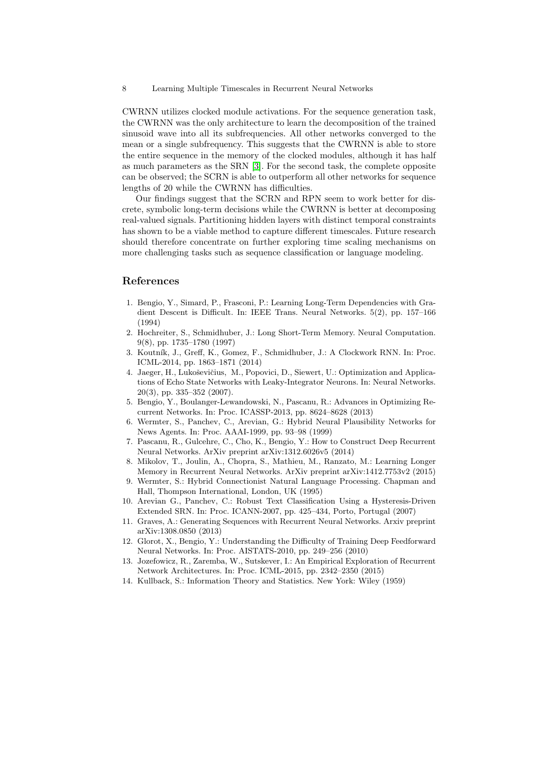CWRNN utilizes clocked module activations. For the sequence generation task, the CWRNN was the only architecture to learn the decomposition of the trained sinusoid wave into all its subfrequencies. All other networks converged to the mean or a single subfrequency. This suggests that the CWRNN is able to store the entire sequence in the memory of the clocked modules, although it has half as much parameters as the SRN [3]. For the second task, the complete opposite can be observed; the SCRN is able to outperform all other networks for sequence lengths of 20 while the CWRNN has difficulties.

Our findings suggest that the SCRN and RPN seem to work better for discrete, symbolic long-term decisions while the CWRNN is better at decomposing real-valued signals. Partitioning hidden layers with distinct temporal constraints has shown to be a viable method to capture different timescales. Future research should therefore concentrate on further exploring time scaling mechanisms on more challenging tasks such as sequence classification or language modeling.

## References

1. Bengio, Y., Simard, P., Frasconi, P.: Learning Long-Term Dependencies with Gradient Descent is Difficult. In: IEEE Trans. Neural Networks. 5(2), pp. 157–166 (1994)
2. Hochreiter, S., Schmidhuber, J.: Long Short-Term Memory. Neural Computation. 9(8), pp. 1735–1780 (1997)
3. Koutník, J., Greff, K., Gomez, F., Schmidhuber, J.: A Clockwork RNN. In: Proc. ICML-2014, pp. 1863–1871 (2014)
4. Jaeger, H., Lukoševičius, M., Popovici, D., Siewert, U.: Optimization and Applications of Echo State Networks with Leaky-Integrator Neurons. In: Neural Networks. 20(3), pp. 335–352 (2007).
5. Bengio, Y., Boulanger-Lewandowski, N., Pascanu, R.: Advances in Optimizing Recurrent Networks. In: Proc. ICASSP-2013, pp. 8624–8628 (2013)
6. Wermter, S., Panchev, C., Arevian, G.: Hybrid Neural Plausibility Networks for News Agents. In: Proc. AAAI-1999, pp. 93–98 (1999)
7. Pascanu, R., Gulcehre, C., Cho, K., Bengio, Y.: How to Construct Deep Recurrent Neural Networks. ArXiv preprint arXiv:1312.6026v5 (2014)
8. Mikolov, T., Joulin, A., Chopra, S., Mathieu, M., Ranzato, M.: Learning Longer Memory in Recurrent Neural Networks. ArXiv preprint arXiv:1412.7753v2 (2015)
9. Wermter, S.: Hybrid Connectionist Natural Language Processing. Chapman and Hall, Thompson International, London, UK (1995)
10. Arevian G., Panchev, C.: Robust Text Classification Using a Hysteresis-Driven Extended SRN. In: Proc. ICANN-2007, pp. 425–434, Porto, Portugal (2007)
11. Graves, A.: Generating Sequences with Recurrent Neural Networks. Arxiv preprint arXiv:1308.0850 (2013)
12. Glorot, X., Bengio, Y.: Understanding the Difficulty of Training Deep Feedforward Neural Networks. In: Proc. AISTATS-2010, pp. 249–256 (2010)
13. Jozefowicz, R., Zaremba, W., Sutskever, I.: An Empirical Exploration of Recurrent Network Architectures. In: Proc. ICML-2015, pp. 2342–2350 (2015)
14. Kullback, S.: Information Theory and Statistics. New York: Wiley (1959)